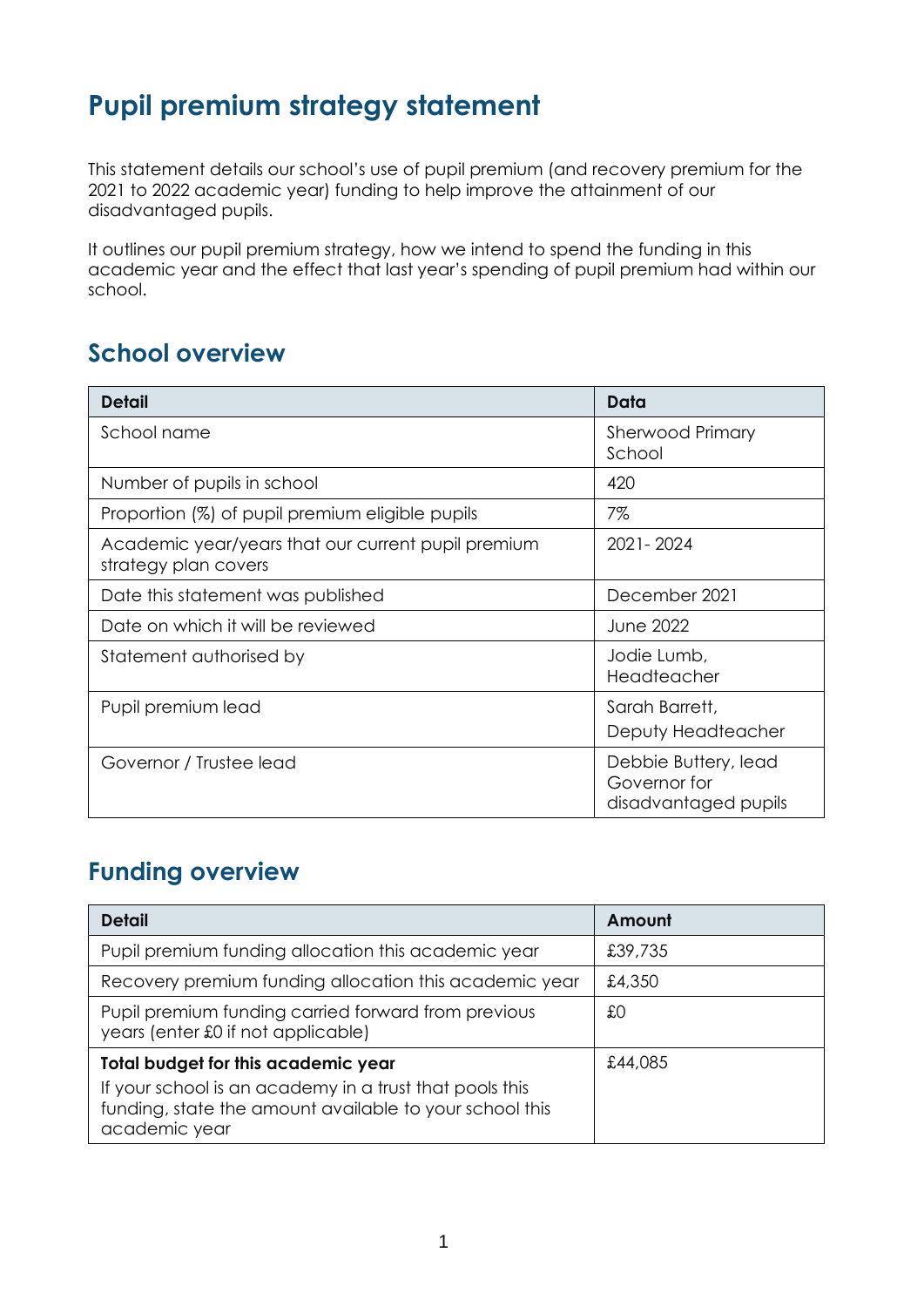# Pupil premium strategy statement

This statement details our school's use of pupil premium (and recovery premium for the 2021 to 2022 academic year) funding to help improve the attainment of our disadvantaged pupils.

It outlines our pupil premium strategy, how we intend to spend the funding in this academic year and the effect that last year's spending of pupil premium had within our school.

## School overview

| Detail | Data |
|---|---|
| School name | Sherwood Primary School |
| Number of pupils in school | 420 |
| Proportion (%) of pupil premium eligible pupils | 7% |
| Academic year/years that our current pupil premium strategy plan covers | 2021- 2024 |
| Date this statement was published | December 2021 |
| Date on which it will be reviewed | June 2022 |
| Statement authorised by | Jodie Lumb, Headteacher |
| Pupil premium lead | Sarah Barrett, Deputy Headteacher |
| Governor / Trustee lead | Debbie Buttery, lead Governor for disadvantaged pupils |

## Funding overview

| Detail | Amount |
|---|---|
| Pupil premium funding allocation this academic year | £39,735 |
| Recovery premium funding allocation this academic year | £4,350 |
| Pupil premium funding carried forward from previous years (enter £0 if not applicable) | £0 |
| **Total budget for this academic year**<br>If your school is an academy in a trust that pools this funding, state the amount available to your school this academic year | £44,085 |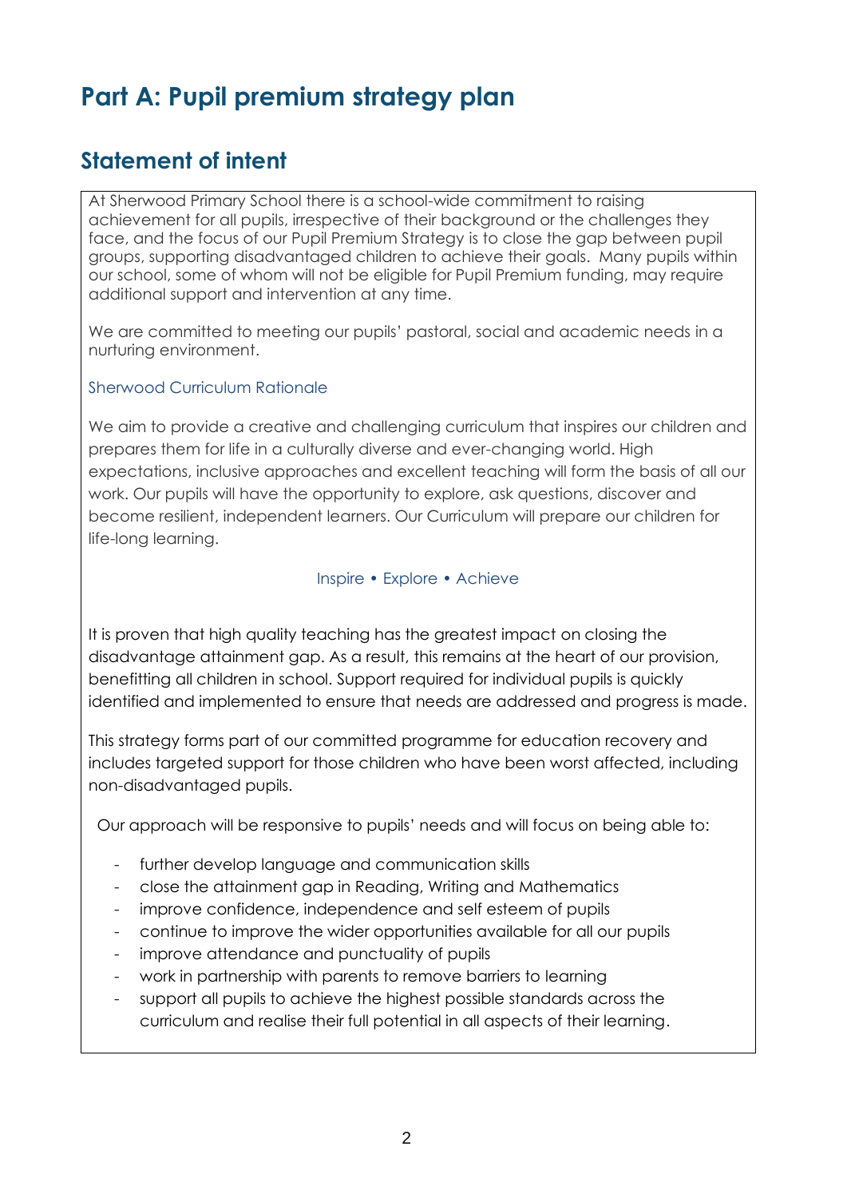# Part A: Pupil premium strategy plan

## Statement of intent

At Sherwood Primary School there is a school-wide commitment to raising achievement for all pupils, irrespective of their background or the challenges they face, and the focus of our Pupil Premium Strategy is to close the gap between pupil groups, supporting disadvantaged children to achieve their goals. Many pupils within our school, some of whom will not be eligible for Pupil Premium funding, may require additional support and intervention at any time.

We are committed to meeting our pupils' pastoral, social and academic needs in a nurturing environment.

Sherwood Curriculum Rationale

We aim to provide a creative and challenging curriculum that inspires our children and prepares them for life in a culturally diverse and ever-changing world. High expectations, inclusive approaches and excellent teaching will form the basis of all our work. Our pupils will have the opportunity to explore, ask questions, discover and become resilient, independent learners. Our Curriculum will prepare our children for life-long learning.

Inspire • Explore • Achieve

It is proven that high quality teaching has the greatest impact on closing the disadvantage attainment gap. As a result, this remains at the heart of our provision, benefitting all children in school. Support required for individual pupils is quickly identified and implemented to ensure that needs are addressed and progress is made.

This strategy forms part of our committed programme for education recovery and includes targeted support for those children who have been worst affected, including non-disadvantaged pupils.

Our approach will be responsive to pupils' needs and will focus on being able to:

- further develop language and communication skills
- close the attainment gap in Reading, Writing and Mathematics
- improve confidence, independence and self esteem of pupils
- continue to improve the wider opportunities available for all our pupils
- improve attendance and punctuality of pupils
- work in partnership with parents to remove barriers to learning
- support all pupils to achieve the highest possible standards across the curriculum and realise their full potential in all aspects of their learning.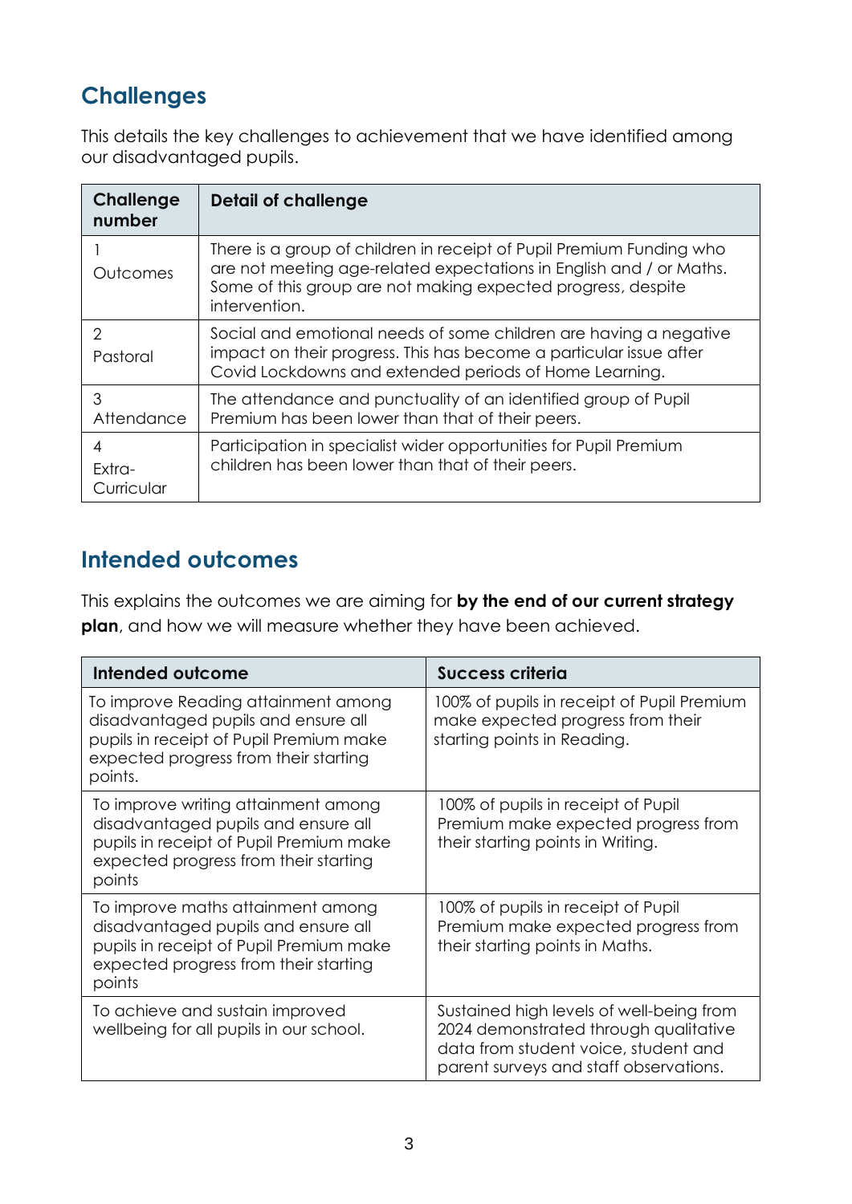## Challenges

This details the key challenges to achievement that we have identified among our disadvantaged pupils.

| Challenge number | Detail of challenge |
|---|---|
| 1<br>Outcomes | There is a group of children in receipt of Pupil Premium Funding who are not meeting age-related expectations in English and / or Maths. Some of this group are not making expected progress, despite intervention. |
| 2<br>Pastoral | Social and emotional needs of some children are having a negative impact on their progress. This has become a particular issue after Covid Lockdowns and extended periods of Home Learning. |
| 3<br>Attendance | The attendance and punctuality of an identified group of Pupil Premium has been lower than that of their peers. |
| 4<br>Extra-Curricular | Participation in specialist wider opportunities for Pupil Premium children has been lower than that of their peers. |

## Intended outcomes

This explains the outcomes we are aiming for **by the end of our current strategy plan**, and how we will measure whether they have been achieved.

| Intended outcome | Success criteria |
|---|---|
| To improve Reading attainment among disadvantaged pupils and ensure all pupils in receipt of Pupil Premium make expected progress from their starting points. | 100% of pupils in receipt of Pupil Premium make expected progress from their starting points in Reading. |
| To improve writing attainment among disadvantaged pupils and ensure all pupils in receipt of Pupil Premium make expected progress from their starting points | 100% of pupils in receipt of Pupil Premium make expected progress from their starting points in Writing. |
| To improve maths attainment among disadvantaged pupils and ensure all pupils in receipt of Pupil Premium make expected progress from their starting points | 100% of pupils in receipt of Pupil Premium make expected progress from their starting points in Maths. |
| To achieve and sustain improved wellbeing for all pupils in our school. | Sustained high levels of well-being from 2024 demonstrated through qualitative data from student voice, student and parent surveys and staff observations. |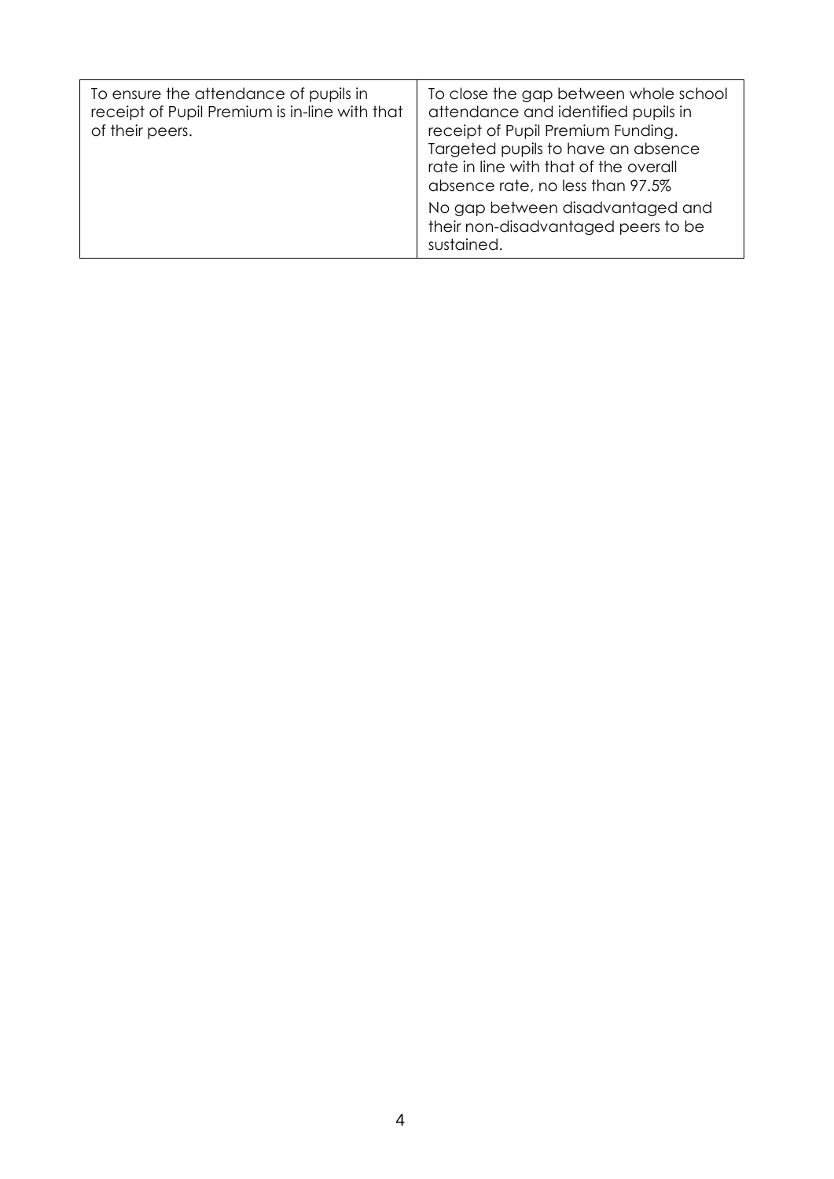| | |
|---|---|
| To ensure the attendance of pupils in receipt of Pupil Premium is in-line with that of their peers. | To close the gap between whole school attendance and identified pupils in receipt of Pupil Premium Funding. Targeted pupils to have an absence rate in line with that of the overall absence rate, no less than 97.5%<br><br>No gap between disadvantaged and their non-disadvantaged peers to be sustained. |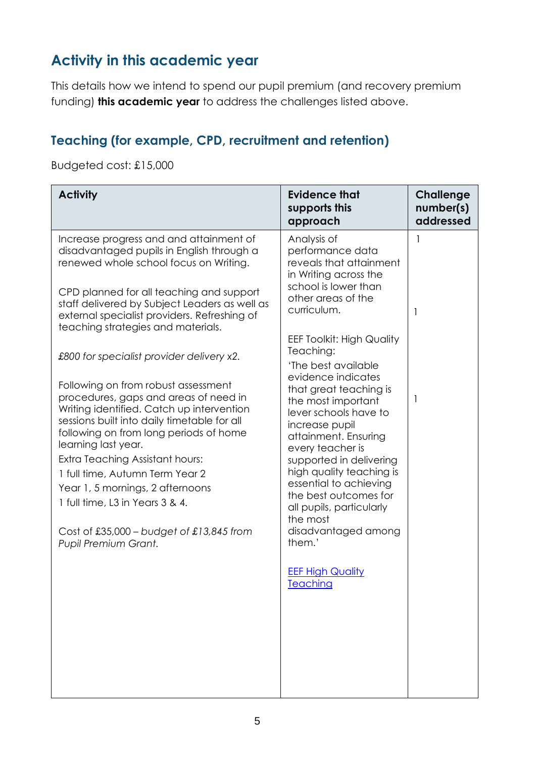## Activity in this academic year

This details how we intend to spend our pupil premium (and recovery premium funding) **this academic year** to address the challenges listed above.

### Teaching (for example, CPD, recruitment and retention)

Budgeted cost: £15,000

| Activity | Evidence that supports this approach | Challenge number(s) addressed |
|---|---|---|
| Increase progress and and attainment of disadvantaged pupils in English through a renewed whole school focus on Writing.<br><br>CPD planned for all teaching and support staff delivered by Subject Leaders as well as external specialist providers. Refreshing of teaching strategies and materials.<br><br>*£800 for specialist provider delivery x2.*<br><br>Following on from robust assessment procedures, gaps and areas of need in Writing identified. Catch up intervention sessions built into daily timetable for all following on from long periods of home learning last year.<br>Extra Teaching Assistant hours:<br>1 full time, Autumn Term Year 2<br>Year 1, 5 mornings, 2 afternoons<br>1 full time, L3 in Years 3 & 4.<br><br>Cost of £35,000 – *budget of £13,845 from Pupil Premium Grant.* | Analysis of performance data reveals that attainment in Writing across the school is lower than other areas of the curriculum.<br><br>EEF Toolkit: High Quality Teaching:<br>'The best available evidence indicates that great teaching is the most important lever schools have to increase pupil attainment. Ensuring every teacher is supported in delivering high quality teaching is essential to achieving the best outcomes for all pupils, particularly the most disadvantaged among them.'<br><br>[EEF High Quality Teaching] | 1<br><br>1<br><br>1 |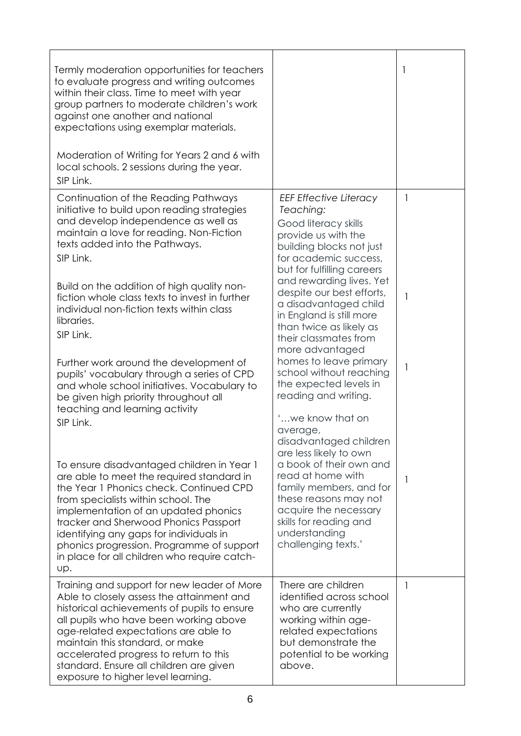| | | |
|---|---|---|
| Termly moderation opportunities for teachers to evaluate progress and writing outcomes within their class. Time to meet with year group partners to moderate children's work against one another and national expectations using exemplar materials.<br><br>Moderation of Writing for Years 2 and 6 with local schools. 2 sessions during the year.<br>SIP Link. | | 1 |
| Continuation of the Reading Pathways initiative to build upon reading strategies and develop independence as well as maintain a love for reading. Non-Fiction texts added into the Pathways.<br>SIP Link.<br><br>Build on the addition of high quality non-fiction whole class texts to invest in further individual non-fiction texts within class libraries.<br>SIP Link.<br><br>Further work around the development of pupils' vocabulary through a series of CPD and whole school initiatives. Vocabulary to be given high priority throughout all teaching and learning activity<br>SIP Link.<br><br>To ensure disadvantaged children in Year 1 are able to meet the required standard in the Year 1 Phonics check. Continued CPD from specialists within school. The implementation of an updated phonics tracker and Sherwood Phonics Passport identifying any gaps for individuals in phonics progression. Programme of support in place for all children who require catch-up. | *EEF Effective Literacy Teaching:*<br>Good literacy skills provide us with the building blocks not just for academic success, but for fulfilling careers and rewarding lives. Yet despite our best efforts, a disadvantaged child in England is still more than twice as likely as their classmates from more advantaged homes to leave primary school without reaching the expected levels in reading and writing.<br><br>'…we know that on average, disadvantaged children are less likely to own a book of their own and read at home with family members, and for these reasons may not acquire the necessary skills for reading and understanding challenging texts.' | 1<br><br>1<br><br>1<br><br>1 |
| Training and support for new leader of More Able to closely assess the attainment and historical achievements of pupils to ensure all pupils who have been working above age-related expectations are able to maintain this standard, or make accelerated progress to return to this standard. Ensure all children are given exposure to higher level learning. | There are children identified across school who are currently working within age-related expectations but demonstrate the potential to be working above. | 1 |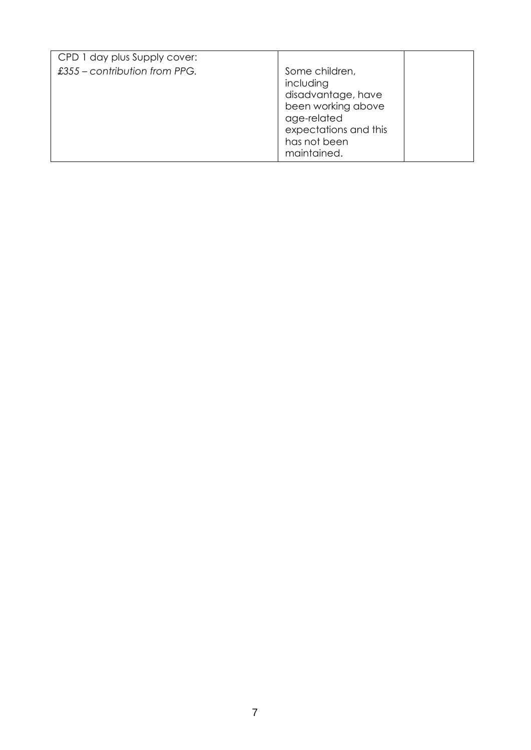| | | |
|---|---|---|
| CPD 1 day plus Supply cover:<br>*£355 – contribution from PPG.* | Some children, including disadvantage, have been working above age-related expectations and this has not been maintained. | |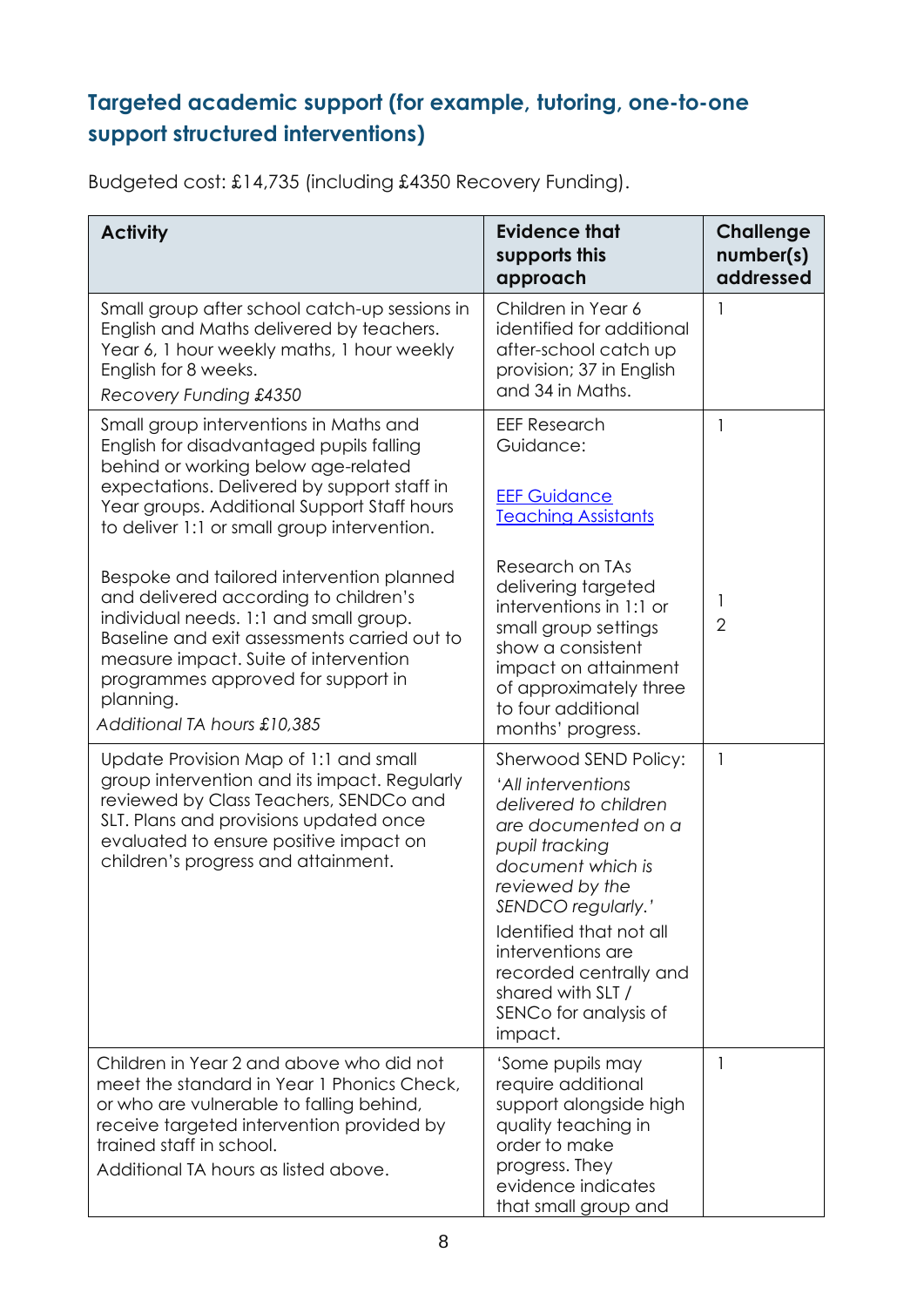## Targeted academic support (for example, tutoring, one-to-one support structured interventions)

Budgeted cost: £14,735 (including £4350 Recovery Funding).

| Activity | Evidence that supports this approach | Challenge number(s) addressed |
|---|---|---|
| Small group after school catch-up sessions in English and Maths delivered by teachers. Year 6, 1 hour weekly maths, 1 hour weekly English for 8 weeks. *Recovery Funding £4350* | Children in Year 6 identified for additional after-school catch up provision; 37 in English and 34 in Maths. | 1 |
| Small group interventions in Maths and English for disadvantaged pupils falling behind or working below age-related expectations. Delivered by support staff in Year groups. Additional Support Staff hours to deliver 1:1 or small group intervention.<br><br>Bespoke and tailored intervention planned and delivered according to children's individual needs. 1:1 and small group. Baseline and exit assessments carried out to measure impact. Suite of intervention programmes approved for support in planning.<br>*Additional TA hours £10,385* | EEF Research Guidance:<br><br>[EEF Guidance Teaching Assistants]()<br><br>Research on TAs delivering targeted interventions in 1:1 or small group settings show a consistent impact on attainment of approximately three to four additional months' progress. | 1<br><br>1<br>2 |
| Update Provision Map of 1:1 and small group intervention and its impact. Regularly reviewed by Class Teachers, SENDCo and SLT. Plans and provisions updated once evaluated to ensure positive impact on children's progress and attainment. | Sherwood SEND Policy: *'All interventions delivered to children are documented on a pupil tracking document which is reviewed by the SENDCO regularly.'*<br>Identified that not all interventions are recorded centrally and shared with SLT / SENCo for analysis of impact. | 1 |
| Children in Year 2 and above who did not meet the standard in Year 1 Phonics Check, or who are vulnerable to falling behind, receive targeted intervention provided by trained staff in school.<br>Additional TA hours as listed above. | 'Some pupils may require additional support alongside high quality teaching in order to make progress. They evidence indicates that small group and | 1 |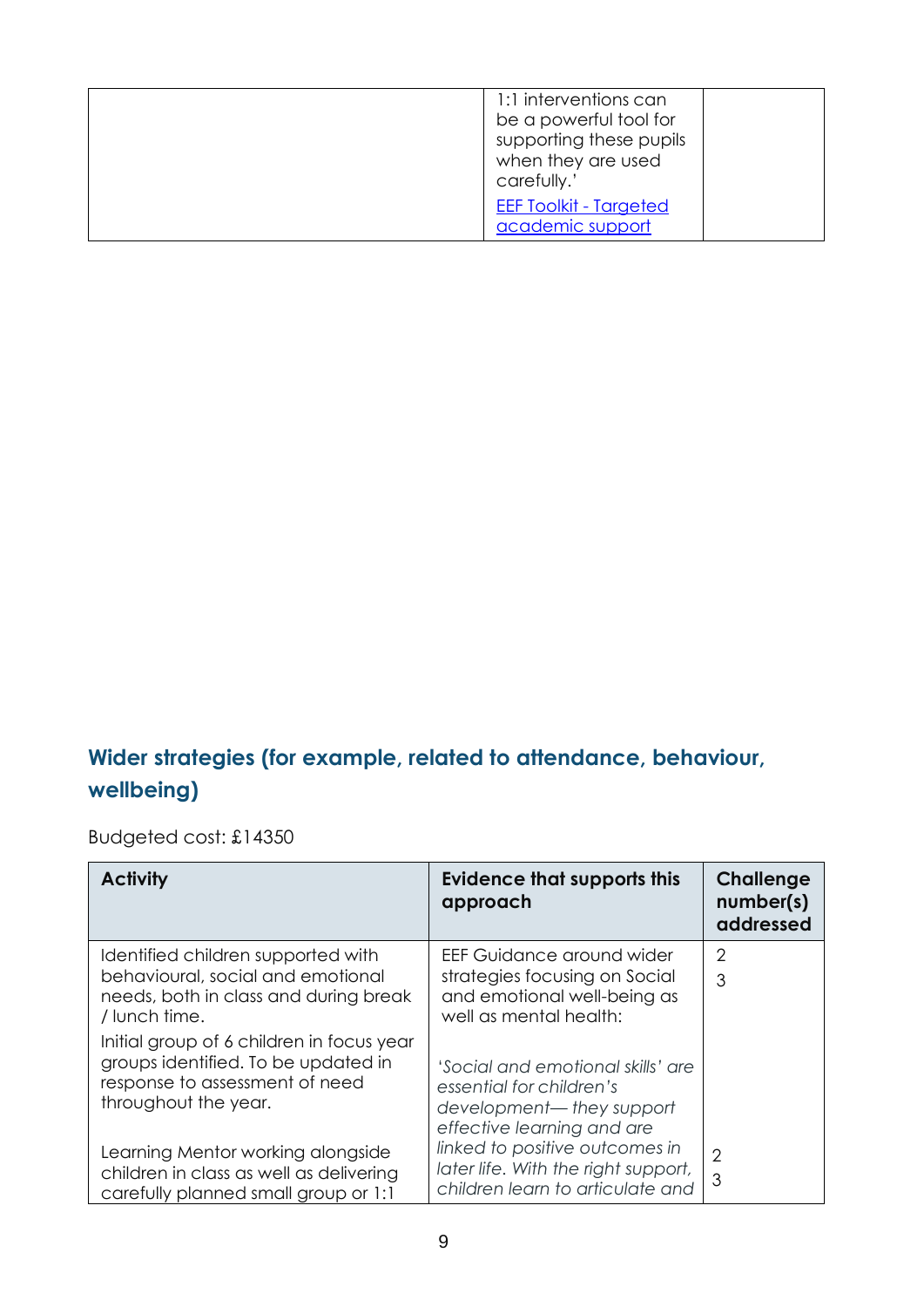| | | |
|---|---|---|
| | 1:1 interventions can be a powerful tool for supporting these pupils when they are used carefully.' [EEF Toolkit - Targeted academic support] | |

## Wider strategies (for example, related to attendance, behaviour, wellbeing)

Budgeted cost: £14350

| Activity | Evidence that supports this approach | Challenge number(s) addressed |
|---|---|---|
| Identified children supported with behavioural, social and emotional needs, both in class and during break / lunch time.<br>Initial group of 6 children in focus year groups identified. To be updated in response to assessment of need throughout the year. | EEF Guidance around wider strategies focusing on Social and emotional well-being as well as mental health:<br>*'Social and emotional skills' are essential for children's development— they support effective learning and are* | 2<br>3 |
| Learning Mentor working alongside children in class as well as delivering carefully planned small group or 1:1 | *linked to positive outcomes in later life. With the right support, children learn to articulate and* | 2<br>3 |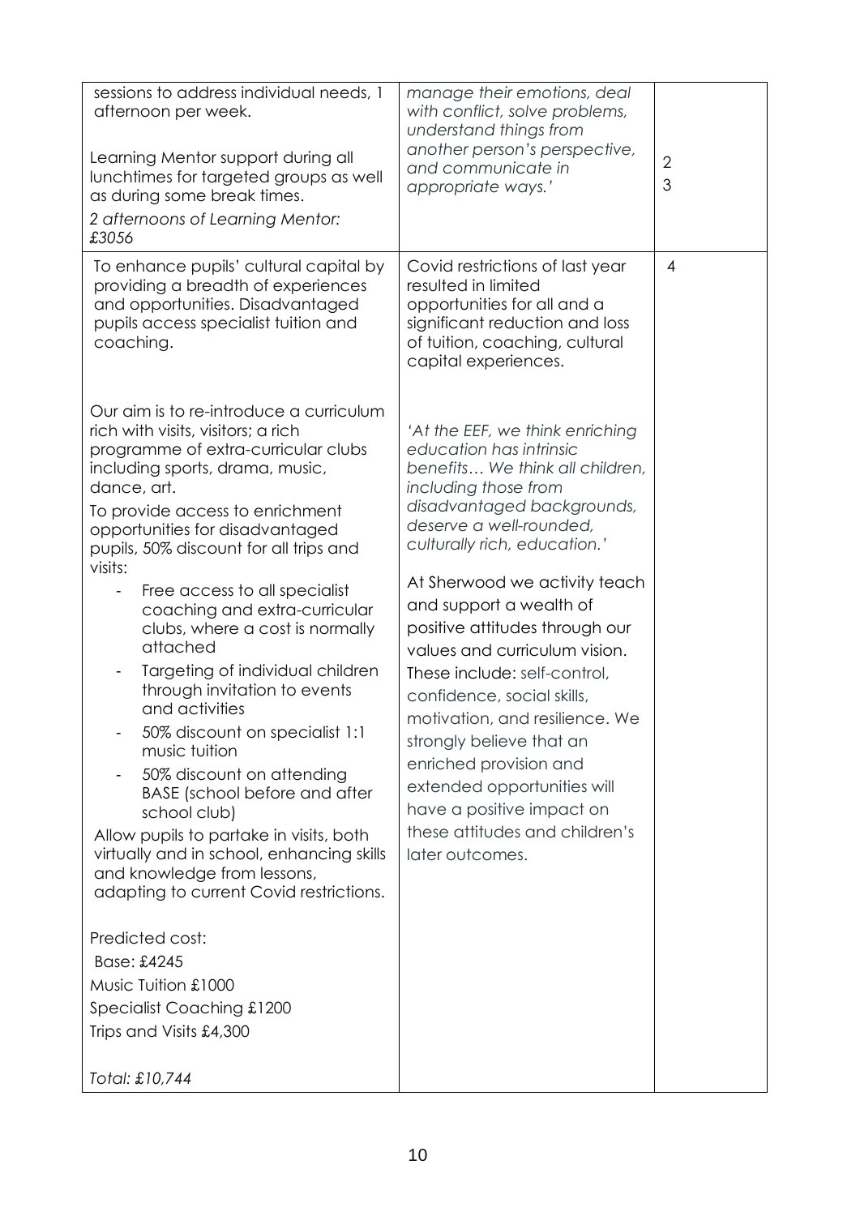| | | |
|---|---|---|
| sessions to address individual needs, 1 afternoon per week.<br><br>Learning Mentor support during all lunchtimes for targeted groups as well as during some break times.<br><br>*2 afternoons of Learning Mentor: £3056* | *manage their emotions, deal with conflict, solve problems, understand things from another person's perspective, and communicate in appropriate ways.'* | 2<br>3 |
| To enhance pupils' cultural capital by providing a breadth of experiences and opportunities. Disadvantaged pupils access specialist tuition and coaching.<br><br>Our aim is to re-introduce a curriculum rich with visits, visitors; a rich programme of extra-curricular clubs including sports, drama, music, dance, art.<br><br>To provide access to enrichment opportunities for disadvantaged pupils, 50% discount for all trips and visits:<br>- Free access to all specialist coaching and extra-curricular clubs, where a cost is normally attached<br>- Targeting of individual children through invitation to events and activities<br>- 50% discount on specialist 1:1 music tuition<br>- 50% discount on attending BASE (school before and after school club)<br><br>Allow pupils to partake in visits, both virtually and in school, enhancing skills and knowledge from lessons, adapting to current Covid restrictions.<br><br>Predicted cost:<br>Base: £4245<br>Music Tuition £1000<br>Specialist Coaching £1200<br>Trips and Visits £4,300<br><br>*Total: £10,744* | Covid restrictions of last year resulted in limited opportunities for all and a significant reduction and loss of tuition, coaching, cultural capital experiences.<br><br>*'At the EEF, we think enriching education has intrinsic benefits… We think all children, including those from disadvantaged backgrounds, deserve a well-rounded, culturally rich, education.'*<br><br>At Sherwood we activity teach and support a wealth of positive attitudes through our values and curriculum vision. These include: self-control, confidence, social skills, motivation, and resilience. We strongly believe that an enriched provision and extended opportunities will have a positive impact on these attitudes and children's later outcomes. | 4 |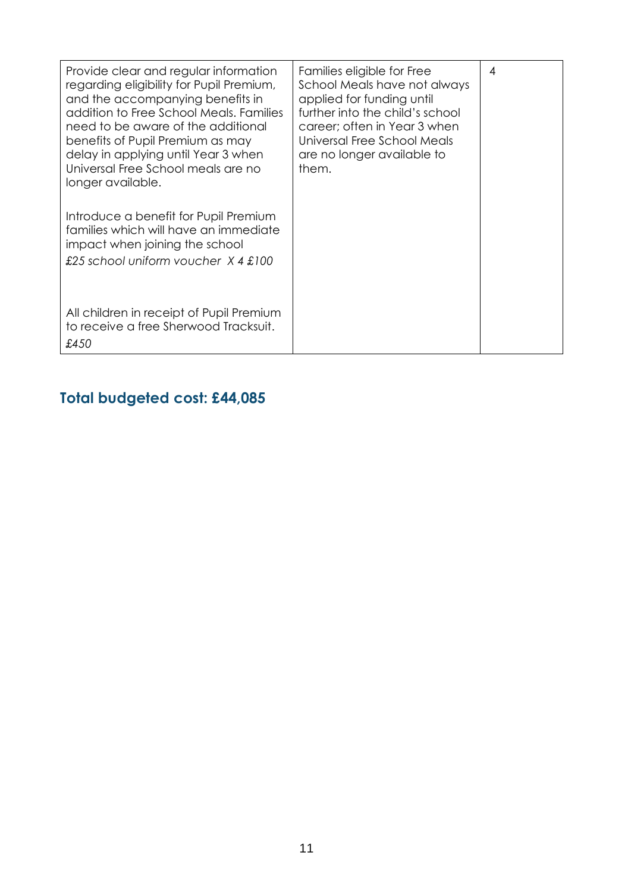| | | |
|---|---|---|
| Provide clear and regular information regarding eligibility for Pupil Premium, and the accompanying benefits in addition to Free School Meals. Families need to be aware of the additional benefits of Pupil Premium as may delay in applying until Year 3 when Universal Free School meals are no longer available.<br><br>Introduce a benefit for Pupil Premium families which will have an immediate impact when joining the school<br>*£25 school uniform voucher X 4 £100*<br><br>All children in receipt of Pupil Premium to receive a free Sherwood Tracksuit.<br>*£450* | Families eligible for Free School Meals have not always applied for funding until further into the child's school career; often in Year 3 when Universal Free School Meals are no longer available to them. | 4 |

## Total budgeted cost: £44,085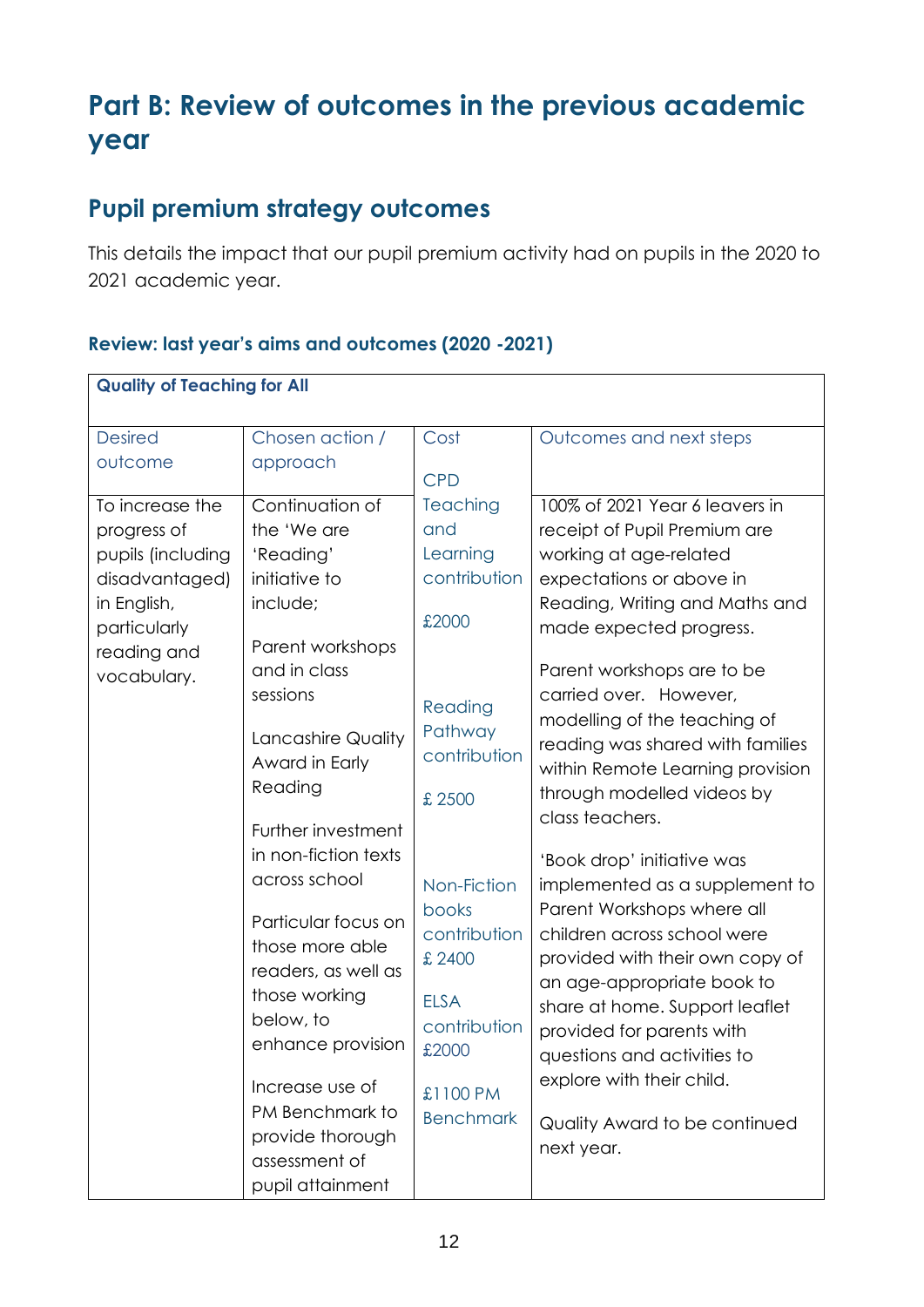# Part B: Review of outcomes in the previous academic year

## Pupil premium strategy outcomes

This details the impact that our pupil premium activity had on pupils in the 2020 to 2021 academic year.

### Review: last year's aims and outcomes (2020 -2021)

| **Quality of Teaching for All** | | | |
|---|---|---|---|
| Desired outcome | Chosen action / approach | Cost | Outcomes and next steps |
| To increase the progress of pupils (including disadvantaged) in English, particularly reading and vocabulary. | Continuation of the 'We are 'Reading' initiative to include;<br><br>Parent workshops and in class sessions<br><br>Lancashire Quality Award in Early Reading<br><br>Further investment in non-fiction texts across school<br><br>Particular focus on those more able readers, as well as those working below, to enhance provision<br><br>Increase use of PM Benchmark to provide thorough assessment of pupil attainment | CPD Teaching and Learning contribution<br><br>£2000<br><br>Reading Pathway contribution<br><br>£ 2500<br><br>Non-Fiction books contribution £ 2400<br><br>ELSA contribution £2000<br><br>£1100 PM Benchmark | 100% of 2021 Year 6 leavers in receipt of Pupil Premium are working at age-related expectations or above in Reading, Writing and Maths and made expected progress.<br><br>Parent workshops are to be carried over. However, modelling of the teaching of reading was shared with families within Remote Learning provision through modelled videos by class teachers.<br><br>'Book drop' initiative was implemented as a supplement to Parent Workshops where all children across school were provided with their own copy of an age-appropriate book to share at home. Support leaflet provided for parents with questions and activities to explore with their child.<br><br>Quality Award to be continued next year. |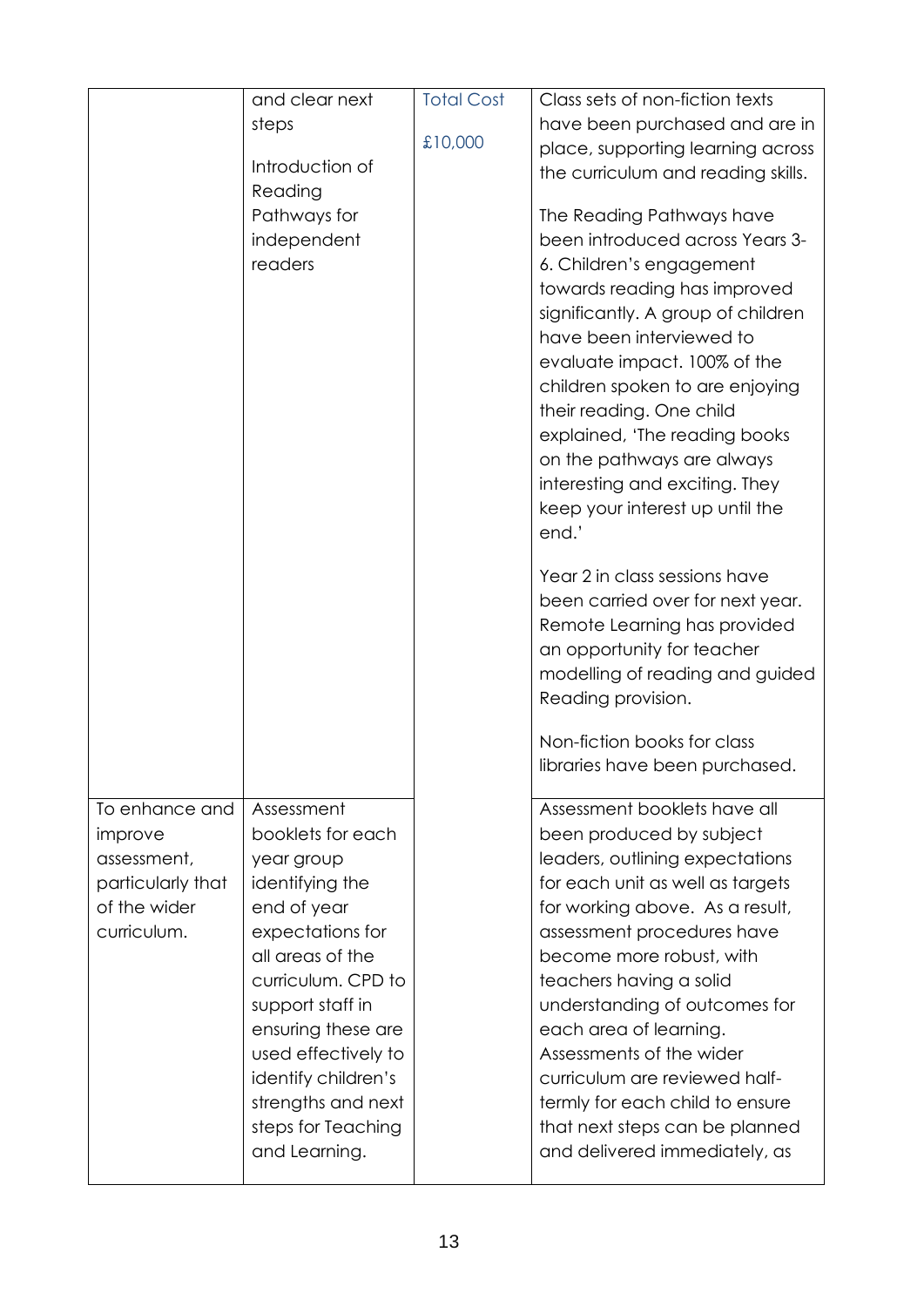| | | | |
|---|---|---|---|
| | and clear next steps<br><br>Introduction of Reading Pathways for independent readers | Total Cost<br><br>£10,000 | Class sets of non-fiction texts have been purchased and are in place, supporting learning across the curriculum and reading skills.<br><br>The Reading Pathways have been introduced across Years 3-6. Children's engagement towards reading has improved significantly. A group of children have been interviewed to evaluate impact. 100% of the children spoken to are enjoying their reading. One child explained, 'The reading books on the pathways are always interesting and exciting. They keep your interest up until the end.'<br><br>Year 2 in class sessions have been carried over for next year. Remote Learning has provided an opportunity for teacher modelling of reading and guided Reading provision.<br><br>Non-fiction books for class libraries have been purchased. |
| To enhance and improve assessment, particularly that of the wider curriculum. | Assessment booklets for each year group identifying the end of year expectations for all areas of the curriculum. CPD to support staff in ensuring these are used effectively to identify children's strengths and next steps for Teaching and Learning. | | Assessment booklets have all been produced by subject leaders, outlining expectations for each unit as well as targets for working above. As a result, assessment procedures have become more robust, with teachers having a solid understanding of outcomes for each area of learning. Assessments of the wider curriculum are reviewed half-termly for each child to ensure that next steps can be planned and delivered immediately, as |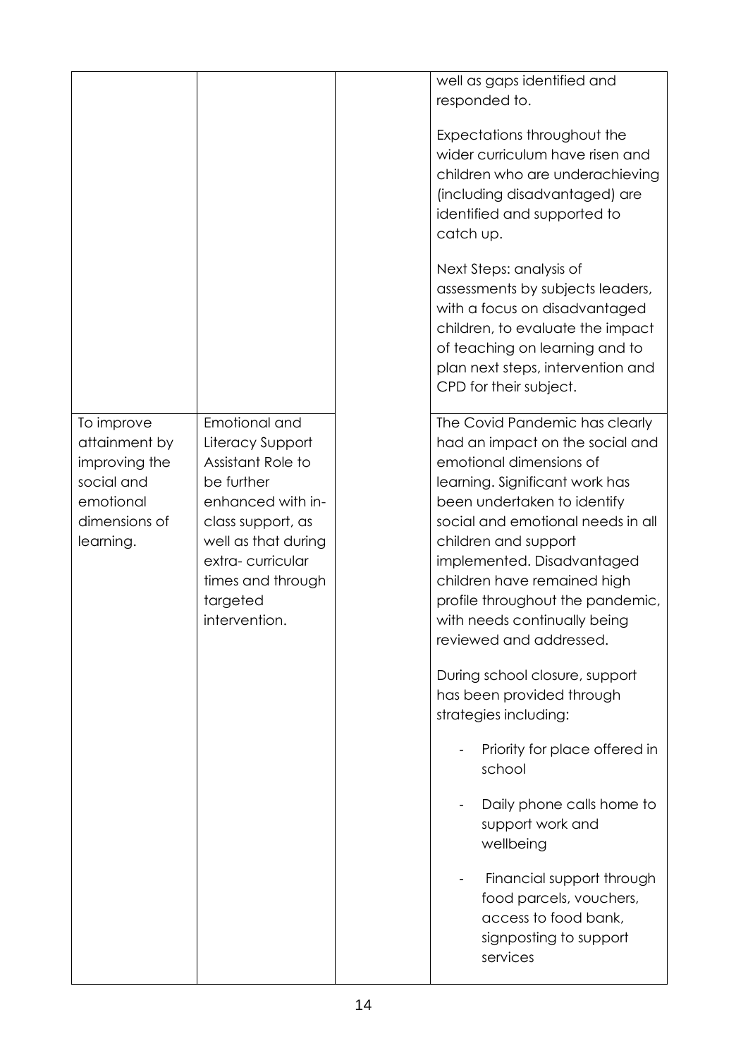| | | | |
|---|---|---|---|
| | | | well as gaps identified and responded to.<br><br>Expectations throughout the wider curriculum have risen and children who are underachieving (including disadvantaged) are identified and supported to catch up.<br><br>Next Steps: analysis of assessments by subjects leaders, with a focus on disadvantaged children, to evaluate the impact of teaching on learning and to plan next steps, intervention and CPD for their subject. |
| To improve attainment by improving the social and emotional dimensions of learning. | Emotional and Literacy Support Assistant Role to be further enhanced with in-class support, as well as that during extra- curricular times and through targeted intervention. | | The Covid Pandemic has clearly had an impact on the social and emotional dimensions of learning. Significant work has been undertaken to identify social and emotional needs in all children and support implemented. Disadvantaged children have remained high profile throughout the pandemic, with needs continually being reviewed and addressed.<br><br>During school closure, support has been provided through strategies including:<br><br>- Priority for place offered in school<br>- Daily phone calls home to support work and wellbeing<br>- Financial support through food parcels, vouchers, access to food bank, signposting to support services |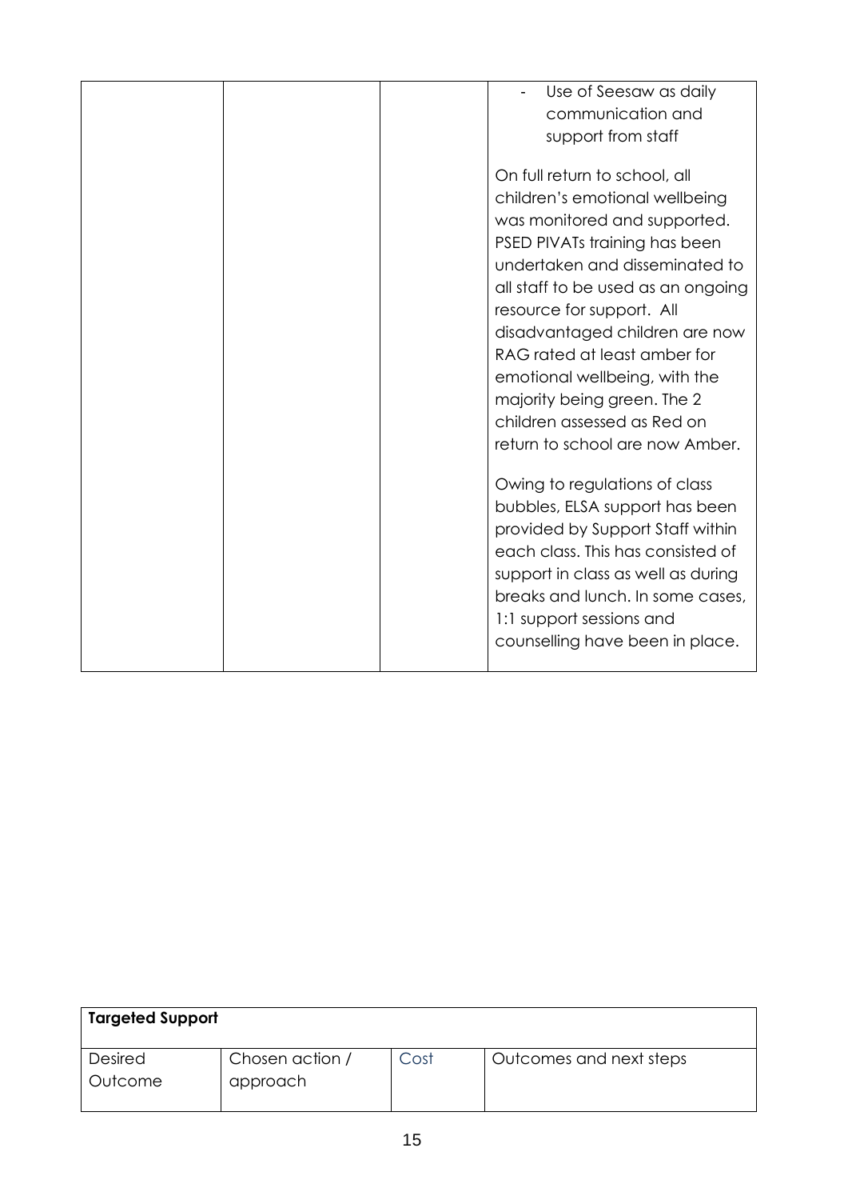| | | | - Use of Seesaw as daily communication and support from staff<br><br>On full return to school, all children's emotional wellbeing was monitored and supported. PSED PIVATs training has been undertaken and disseminated to all staff to be used as an ongoing resource for support. All disadvantaged children are now RAG rated at least amber for emotional wellbeing, with the majority being green. The 2 children assessed as Red on return to school are now Amber.<br><br>Owing to regulations of class bubbles, ELSA support has been provided by Support Staff within each class. This has consisted of support in class as well as during breaks and lunch. In some cases, 1:1 support sessions and counselling have been in place. |
|---|---|---|---|

| **Targeted Support** | | | |
|---|---|---|---|
| Desired Outcome | Chosen action / approach | Cost | Outcomes and next steps |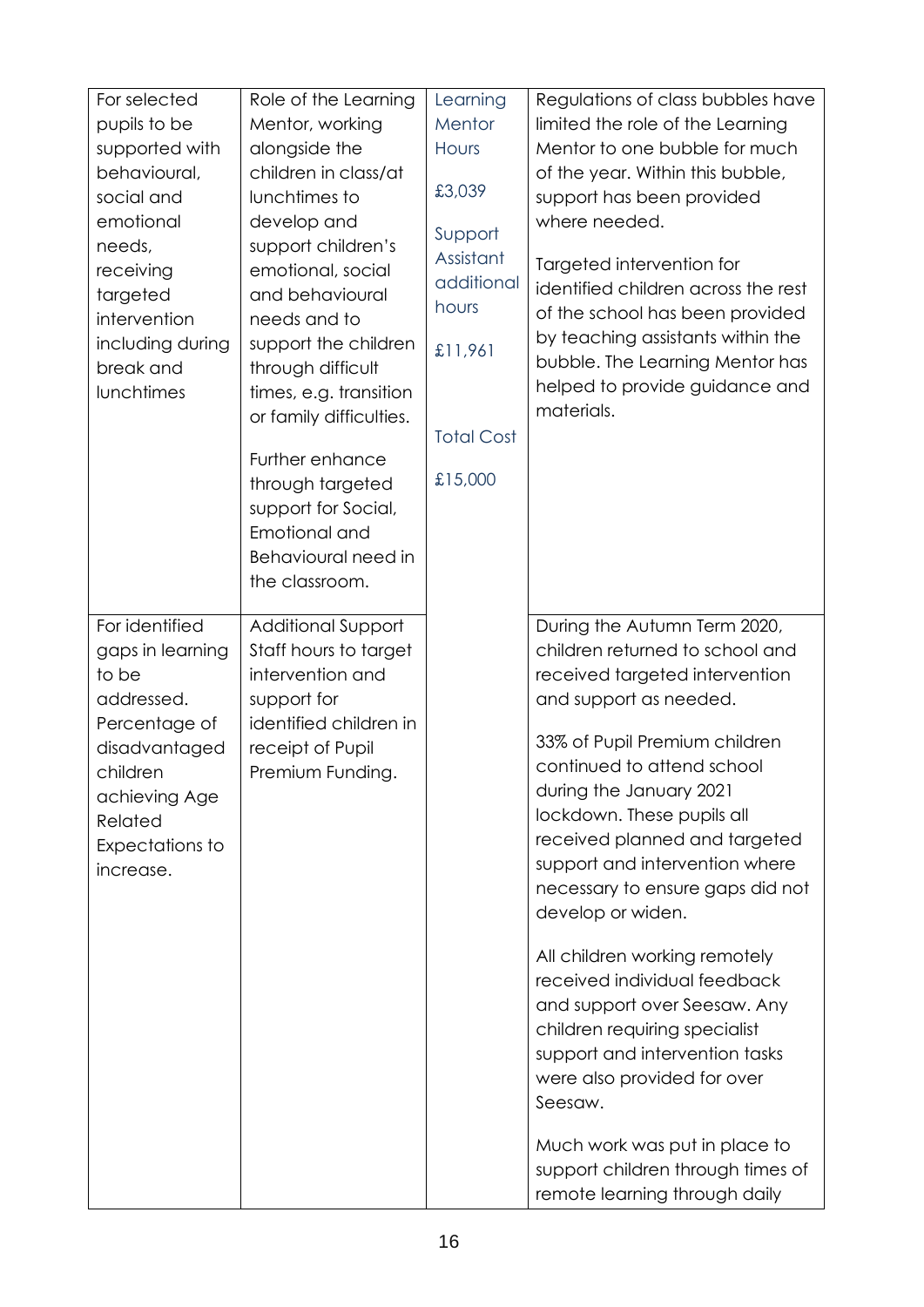| | | | |
|---|---|---|---|
| For selected pupils to be supported with behavioural, social and emotional needs, receiving targeted intervention including during break and lunchtimes | Role of the Learning Mentor, working alongside the children in class/at lunchtimes to develop and support children's emotional, social and behavioural needs and to support the children through difficult times, e.g. transition or family difficulties.<br><br>Further enhance through targeted support for Social, Emotional and Behavioural need in the classroom. | Learning Mentor Hours<br><br>£3,039<br><br>Support Assistant additional hours<br><br>£11,961<br><br>Total Cost<br><br>£15,000 | Regulations of class bubbles have limited the role of the Learning Mentor to one bubble for much of the year. Within this bubble, support has been provided where needed.<br><br>Targeted intervention for identified children across the rest of the school has been provided by teaching assistants within the bubble. The Learning Mentor has helped to provide guidance and materials. |
| For identified gaps in learning to be addressed. Percentage of disadvantaged children achieving Age Related Expectations to increase. | Additional Support Staff hours to target intervention and support for identified children in receipt of Pupil Premium Funding. | | During the Autumn Term 2020, children returned to school and received targeted intervention and support as needed.<br><br>33% of Pupil Premium children continued to attend school during the January 2021 lockdown. These pupils all received planned and targeted support and intervention where necessary to ensure gaps did not develop or widen.<br><br>All children working remotely received individual feedback and support over Seesaw. Any children requiring specialist support and intervention tasks were also provided for over Seesaw.<br><br>Much work was put in place to support children through times of remote learning through daily |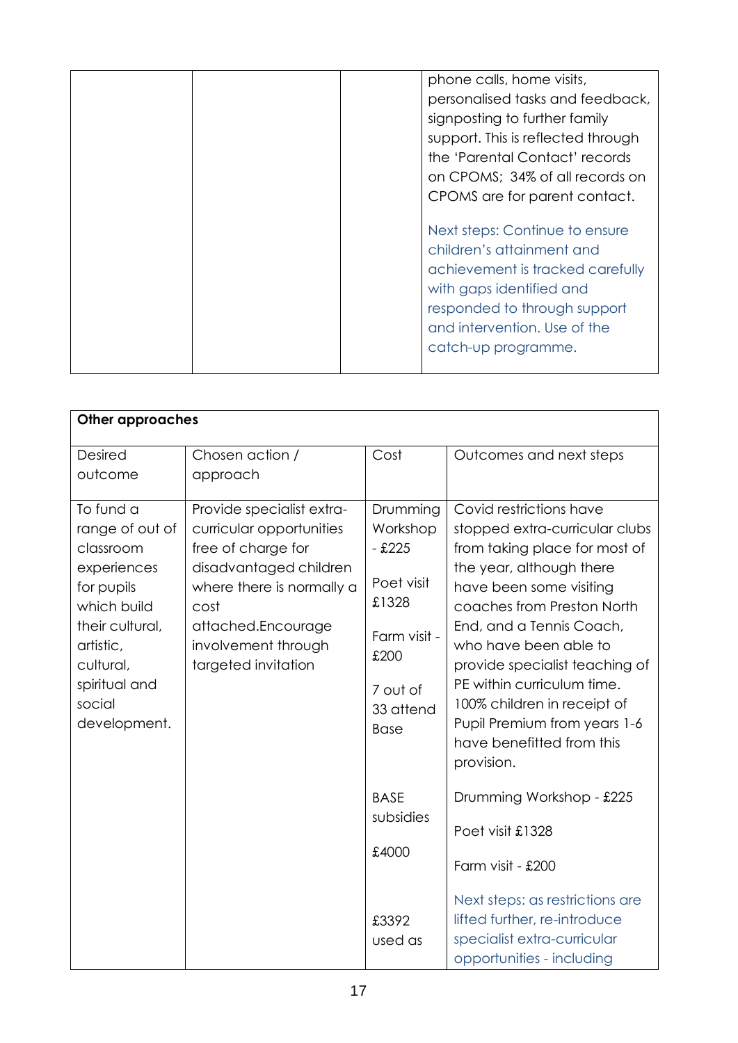| | | | phone calls, home visits, personalised tasks and feedback, signposting to further family support. This is reflected through the 'Parental Contact' records on CPOMS; 34% of all records on CPOMS are for parent contact.<br><br>Next steps: Continue to ensure children's attainment and achievement is tracked carefully with gaps identified and responded to through support and intervention. Use of the catch-up programme. |
|---|---|---|---|

| **Other approaches** | | | |
|---|---|---|---|
| Desired outcome | Chosen action / approach | Cost | Outcomes and next steps |
| To fund a range of out of classroom experiences for pupils which build their cultural, artistic, cultural, spiritual and social development. | Provide specialist extra-curricular opportunities free of charge for disadvantaged children where there is normally a cost attached.Encourage involvement through targeted invitation | Drumming Workshop - £225<br><br>Poet visit £1328<br><br>Farm visit - £200<br><br>7 out of 33 attend Base<br><br>BASE subsidies<br><br>£4000<br><br>£3392 used as | Covid restrictions have stopped extra-curricular clubs from taking place for most of the year, although there have been some visiting coaches from Preston North End, and a Tennis Coach, who have been able to provide specialist teaching of PE within curriculum time. 100% children in receipt of Pupil Premium from years 1-6 have benefitted from this provision.<br><br>Drumming Workshop - £225<br><br>Poet visit £1328<br><br>Farm visit - £200<br><br>Next steps: as restrictions are lifted further, re-introduce specialist extra-curricular opportunities - including |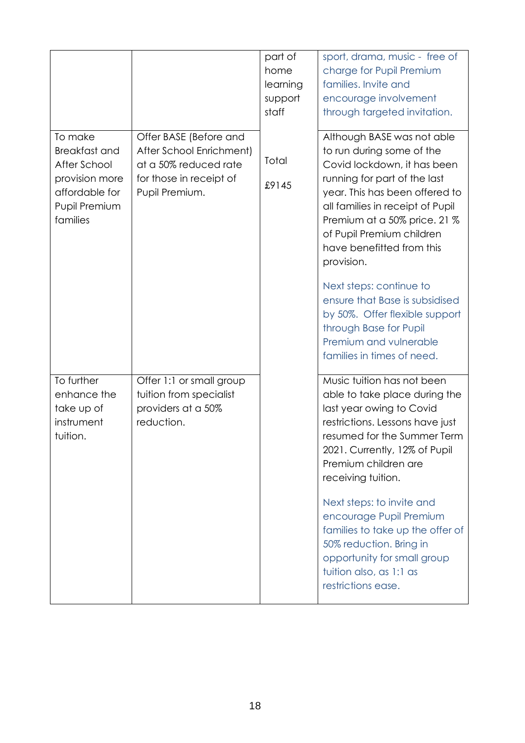| | | | |
|---|---|---|---|
| | | part of home learning support staff | sport, drama, music - free of charge for Pupil Premium families. Invite and encourage involvement through targeted invitation. |
| To make Breakfast and After School provision more affordable for Pupil Premium families | Offer BASE (Before and After School Enrichment) at a 50% reduced rate for those in receipt of Pupil Premium. | Total<br><br>£9145 | Although BASE was not able to run during some of the Covid lockdown, it has been running for part of the last year. This has been offered to all families in receipt of Pupil Premium at a 50% price. 21 % of Pupil Premium children have benefitted from this provision.<br><br>Next steps: continue to ensure that Base is subsidised by 50%. Offer flexible support through Base for Pupil Premium and vulnerable families in times of need. |
| To further enhance the take up of instrument tuition. | Offer 1:1 or small group tuition from specialist providers at a 50% reduction. | | Music tuition has not been able to take place during the last year owing to Covid restrictions. Lessons have just resumed for the Summer Term 2021. Currently, 12% of Pupil Premium children are receiving tuition.<br><br>Next steps: to invite and encourage Pupil Premium families to take up the offer of 50% reduction. Bring in opportunity for small group tuition also, as 1:1 as restrictions ease. |